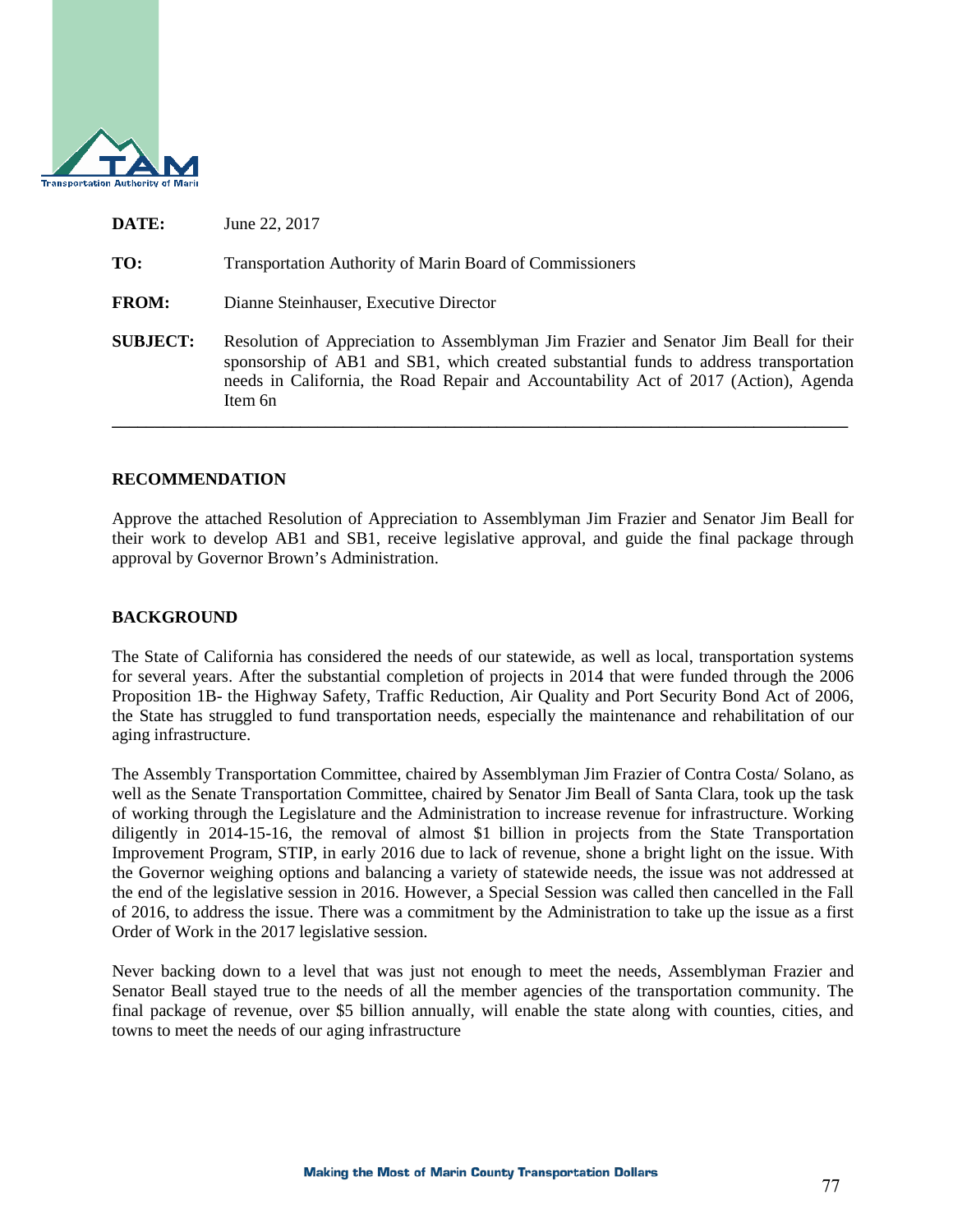**DATE:** June 22, 2017

**TO:** Transportation Authority of Marin Board of Commissioners

**FROM:** Dianne Steinhauser, Executive Director

**SUBJECT:** Resolution of Appreciation to Assemblyman Jim Frazier and Senator Jim Beall for their sponsorship of AB1 and SB1, which created substantial funds to address transportation needs in California, the Road Repair and Accountability Act of 2017 (Action), Agenda Item 6n

---

## RECOMMENDATION

Approve the attached Resolution of Appreciation to Assemblyman Jim Frazier and Senator Jim Beall for their work to develop AB1 and SB1, receive legislative approval, and guide the final package through approval by Governor Brown's Administration.

## BACKGROUND

The State of California has considered the needs of our statewide, as well as local, transportation systems for several years. After the substantial completion of projects in 2014 that were funded through the 2006 Proposition 1B- the Highway Safety, Traffic Reduction, Air Quality and Port Security Bond Act of 2006, the State has struggled to fund transportation needs, especially the maintenance and rehabilitation of our aging infrastructure.

The Assembly Transportation Committee, chaired by Assemblyman Jim Frazier of Contra Costa/ Solano, as well as the Senate Transportation Committee, chaired by Senator Jim Beall of Santa Clara, took up the task of working through the Legislature and the Administration to increase revenue for infrastructure. Working diligently in 2014-15-16, the removal of almost $1 billion in projects from the State Transportation Improvement Program, STIP, in early 2016 due to lack of revenue, shone a bright light on the issue. With the Governor weighing options and balancing a variety of statewide needs, the issue was not addressed at the end of the legislative session in 2016. However, a Special Session was called then cancelled in the Fall of 2016, to address the issue. There was a commitment by the Administration to take up the issue as a first Order of Work in the 2017 legislative session.

Never backing down to a level that was just not enough to meet the needs, Assemblyman Frazier and Senator Beall stayed true to the needs of all the member agencies of the transportation community. The final package of revenue, over $5 billion annually, will enable the state along with counties, cities, and towns to meet the needs of our aging infrastructure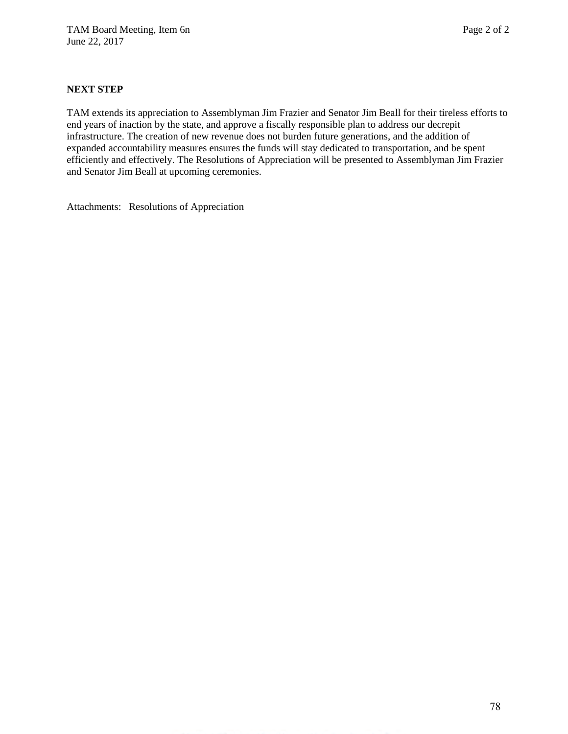**NEXT STEP**

TAM extends its appreciation to Assemblyman Jim Frazier and Senator Jim Beall for their tireless efforts to end years of inaction by the state, and approve a fiscally responsible plan to address our decrepit infrastructure. The creation of new revenue does not burden future generations, and the addition of expanded accountability measures ensures the funds will stay dedicated to transportation, and be spent efficiently and effectively. The Resolutions of Appreciation will be presented to Assemblyman Jim Frazier and Senator Jim Beall at upcoming ceremonies.

Attachments: Resolutions of Appreciation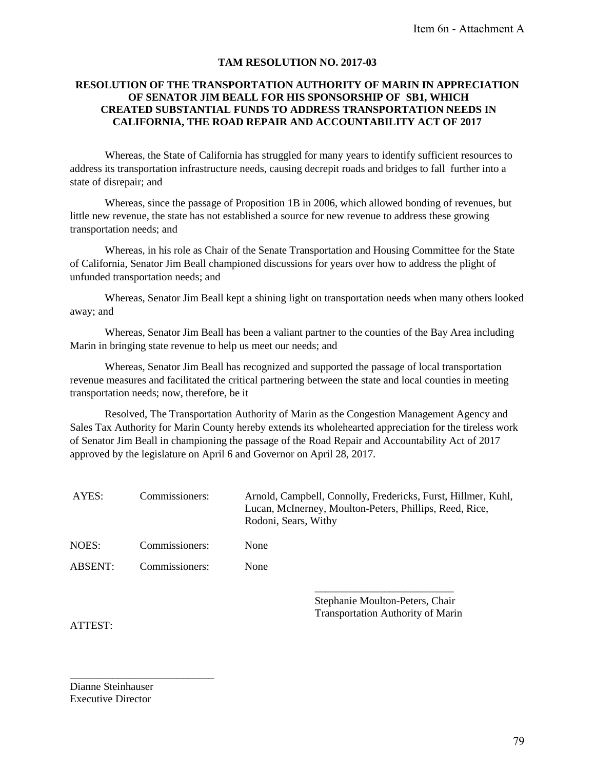Item 6n - Attachment A

**TAM RESOLUTION NO. 2017-03**

**RESOLUTION OF THE TRANSPORTATION AUTHORITY OF MARIN IN APPRECIATION OF SENATOR JIM BEALL FOR HIS SPONSORSHIP OF SB1, WHICH CREATED SUBSTANTIAL FUNDS TO ADDRESS TRANSPORTATION NEEDS IN CALIFORNIA, THE ROAD REPAIR AND ACCOUNTABILITY ACT OF 2017**

Whereas, the State of California has struggled for many years to identify sufficient resources to address its transportation infrastructure needs, causing decrepit roads and bridges to fall further into a state of disrepair; and

Whereas, since the passage of Proposition 1B in 2006, which allowed bonding of revenues, but little new revenue, the state has not established a source for new revenue to address these growing transportation needs; and

Whereas, in his role as Chair of the Senate Transportation and Housing Committee for the State of California, Senator Jim Beall championed discussions for years over how to address the plight of unfunded transportation needs; and

Whereas, Senator Jim Beall kept a shining light on transportation needs when many others looked away; and

Whereas, Senator Jim Beall has been a valiant partner to the counties of the Bay Area including Marin in bringing state revenue to help us meet our needs; and

Whereas, Senator Jim Beall has recognized and supported the passage of local transportation revenue measures and facilitated the critical partnering between the state and local counties in meeting transportation needs; now, therefore, be it

Resolved, The Transportation Authority of Marin as the Congestion Management Agency and Sales Tax Authority for Marin County hereby extends its wholehearted appreciation for the tireless work of Senator Jim Beall in championing the passage of the Road Repair and Accountability Act of 2017 approved by the legislature on April 6 and Governor on April 28, 2017.

| | | |
|---|---|---|
| AYES: | Commissioners: | Arnold, Campbell, Connolly, Fredericks, Furst, Hillmer, Kuhl, Lucan, McInerney, Moulton-Peters, Phillips, Reed, Rice, Rodoni, Sears, Withy |
| NOES: | Commissioners: | None |
| ABSENT: | Commissioners: | None |

___________________________

Stephanie Moulton-Peters, Chair
Transportation Authority of Marin

ATTEST:

___________________________

Dianne Steinhauser
Executive Director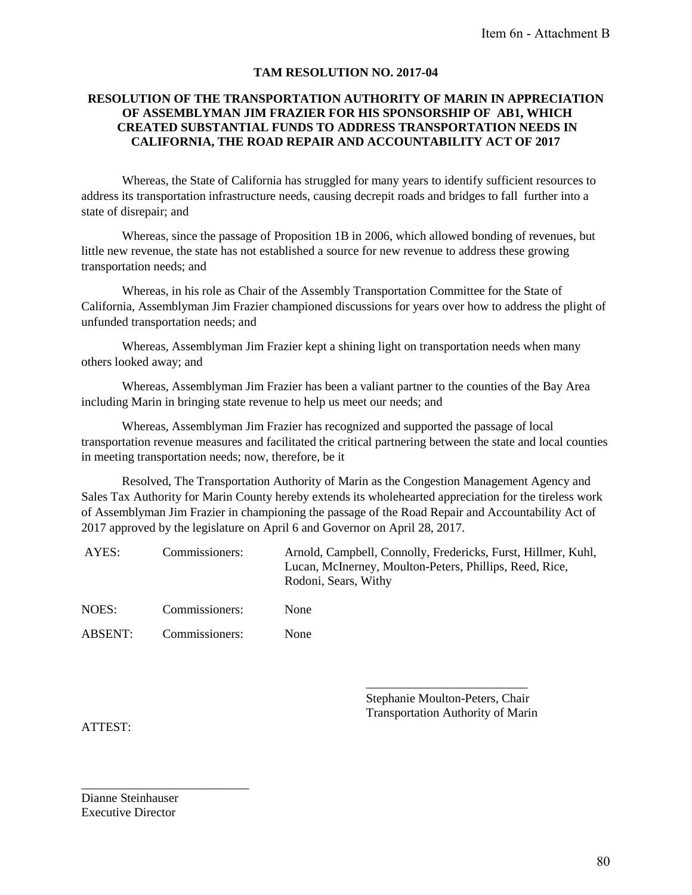Item 6n - Attachment B

**TAM RESOLUTION NO. 2017-04**

**RESOLUTION OF THE TRANSPORTATION AUTHORITY OF MARIN IN APPRECIATION OF ASSEMBLYMAN JIM FRAZIER FOR HIS SPONSORSHIP OF AB1, WHICH CREATED SUBSTANTIAL FUNDS TO ADDRESS TRANSPORTATION NEEDS IN CALIFORNIA, THE ROAD REPAIR AND ACCOUNTABILITY ACT OF 2017**

Whereas, the State of California has struggled for many years to identify sufficient resources to address its transportation infrastructure needs, causing decrepit roads and bridges to fall further into a state of disrepair; and

Whereas, since the passage of Proposition 1B in 2006, which allowed bonding of revenues, but little new revenue, the state has not established a source for new revenue to address these growing transportation needs; and

Whereas, in his role as Chair of the Assembly Transportation Committee for the State of California, Assemblyman Jim Frazier championed discussions for years over how to address the plight of unfunded transportation needs; and

Whereas, Assemblyman Jim Frazier kept a shining light on transportation needs when many others looked away; and

Whereas, Assemblyman Jim Frazier has been a valiant partner to the counties of the Bay Area including Marin in bringing state revenue to help us meet our needs; and

Whereas, Assemblyman Jim Frazier has recognized and supported the passage of local transportation revenue measures and facilitated the critical partnering between the state and local counties in meeting transportation needs; now, therefore, be it

Resolved, The Transportation Authority of Marin as the Congestion Management Agency and Sales Tax Authority for Marin County hereby extends its wholehearted appreciation for the tireless work of Assemblyman Jim Frazier in championing the passage of the Road Repair and Accountability Act of 2017 approved by the legislature on April 6 and Governor on April 28, 2017.

| | | |
|---|---|---|
| AYES: | Commissioners: | Arnold, Campbell, Connolly, Fredericks, Furst, Hillmer, Kuhl, Lucan, McInerney, Moulton-Peters, Phillips, Reed, Rice, Rodoni, Sears, Withy |
| NOES: | Commissioners: | None |
| ABSENT: | Commissioners: | None |

___________________________
Stephanie Moulton-Peters, Chair
Transportation Authority of Marin

ATTEST:

___________________________
Dianne Steinhauser
Executive Director